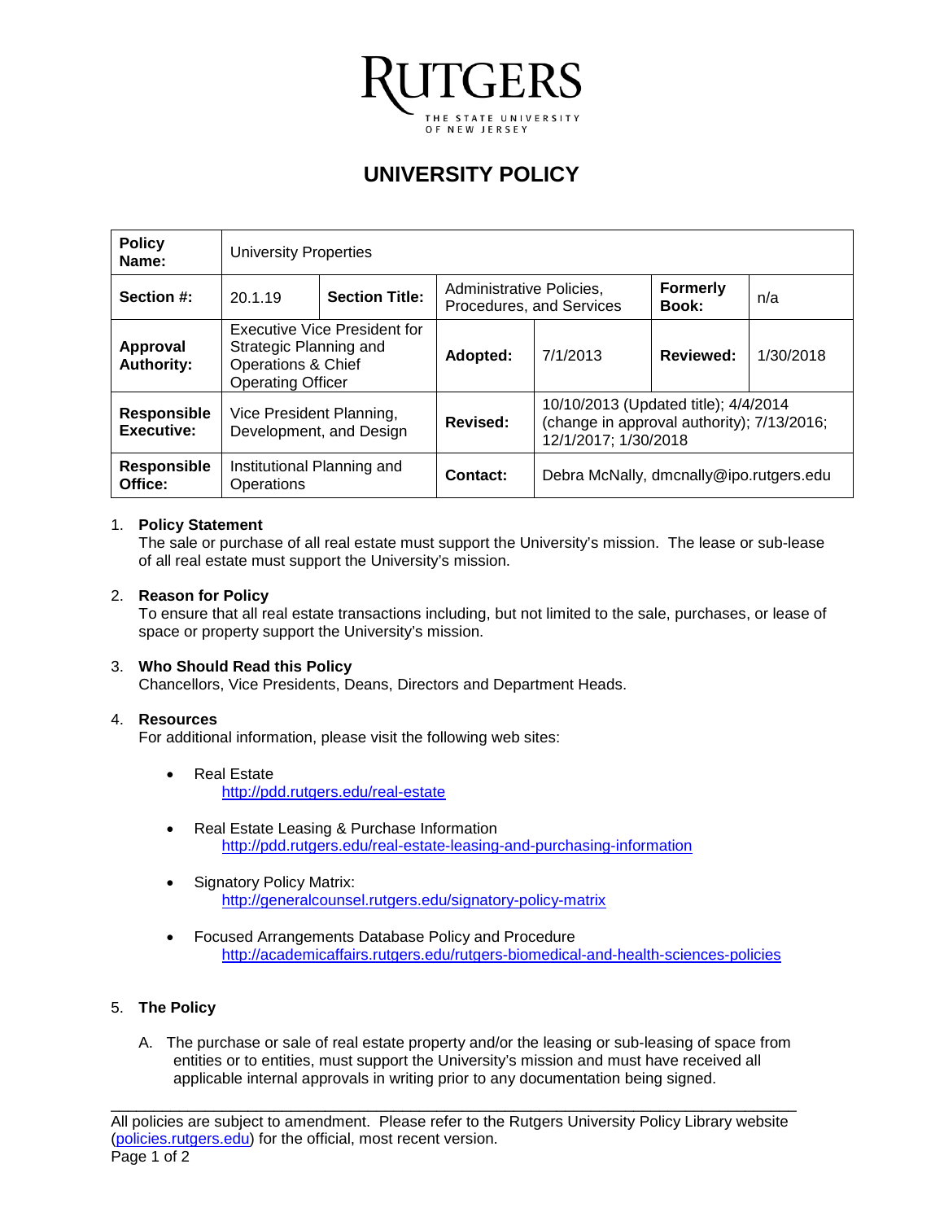RUTGERS
THE STATE UNIVERSITY OF NEW JERSEY

# UNIVERSITY POLICY

| **Policy Name:** | University Properties | | | | |
|---|---|---|---|---|---|
| **Section #:** | 20.1.19 | **Section Title:** | Administrative Policies, Procedures, and Services | **Formerly Book:** | n/a |
| **Approval Authority:** | Executive Vice President for Strategic Planning and Operations & Chief Operating Officer | **Adopted:** | 7/1/2013 | **Reviewed:** | 1/30/2018 |
| **Responsible Executive:** | Vice President Planning, Development, and Design | **Revised:** | 10/10/2013 (Updated title); 4/4/2014 (change in approval authority); 7/13/2016; 12/1/2017; 1/30/2018 | | |
| **Responsible Office:** | Institutional Planning and Operations | **Contact:** | Debra McNally, dmcnally@ipo.rutgers.edu | | |

1. **Policy Statement**
   The sale or purchase of all real estate must support the University's mission. The lease or sub-lease of all real estate must support the University's mission.

2. **Reason for Policy**
   To ensure that all real estate transactions including, but not limited to the sale, purchases, or lease of space or property support the University's mission.

3. **Who Should Read this Policy**
   Chancellors, Vice Presidents, Deans, Directors and Department Heads.

4. **Resources**
   For additional information, please visit the following web sites:

   - Real Estate
     http://pdd.rutgers.edu/real-estate
   - Real Estate Leasing & Purchase Information
     http://pdd.rutgers.edu/real-estate-leasing-and-purchasing-information
   - Signatory Policy Matrix:
     http://generalcounsel.rutgers.edu/signatory-policy-matrix
   - Focused Arrangements Database Policy and Procedure
     http://academicaffairs.rutgers.edu/rutgers-biomedical-and-health-sciences-policies

5. **The Policy**

   A. The purchase or sale of real estate property and/or the leasing or sub-leasing of space from entities or to entities, must support the University's mission and must have received all applicable internal approvals in writing prior to any documentation being signed.

All policies are subject to amendment. Please refer to the Rutgers University Policy Library website (policies.rutgers.edu) for the official, most recent version.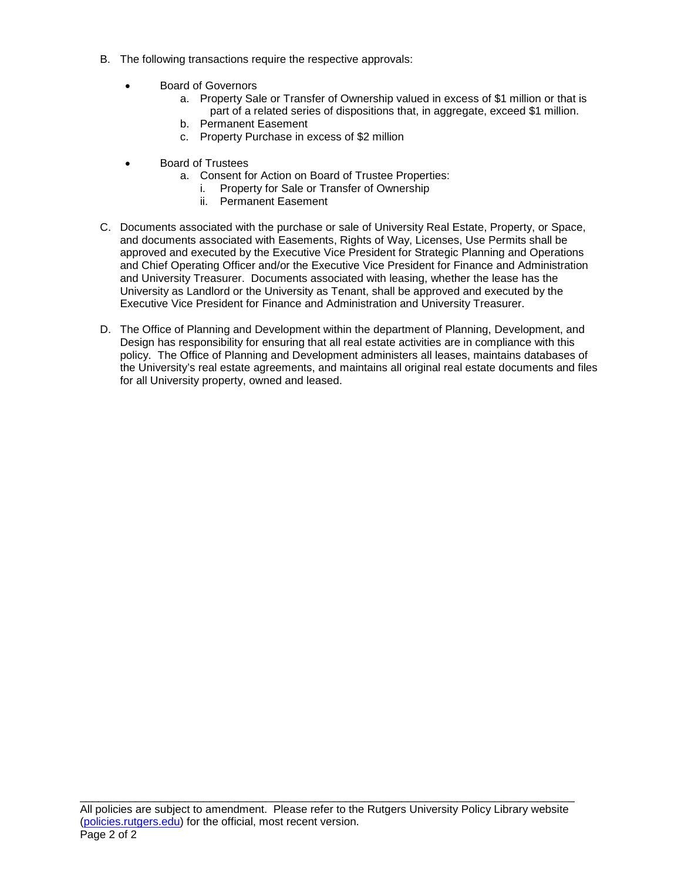B. The following transactions require the respective approvals:

- Board of Governors
    a. Property Sale or Transfer of Ownership valued in excess of $1 million or that is part of a related series of dispositions that, in aggregate, exceed $1 million.
    b. Permanent Easement
    c. Property Purchase in excess of $2 million

- Board of Trustees
    a. Consent for Action on Board of Trustee Properties:
        i. Property for Sale or Transfer of Ownership
        ii. Permanent Easement

C. Documents associated with the purchase or sale of University Real Estate, Property, or Space, and documents associated with Easements, Rights of Way, Licenses, Use Permits shall be approved and executed by the Executive Vice President for Strategic Planning and Operations and Chief Operating Officer and/or the Executive Vice President for Finance and Administration and University Treasurer. Documents associated with leasing, whether the lease has the University as Landlord or the University as Tenant, shall be approved and executed by the Executive Vice President for Finance and Administration and University Treasurer.

D. The Office of Planning and Development within the department of Planning, Development, and Design has responsibility for ensuring that all real estate activities are in compliance with this policy. The Office of Planning and Development administers all leases, maintains databases of the University's real estate agreements, and maintains all original real estate documents and files for all University property, owned and leased.